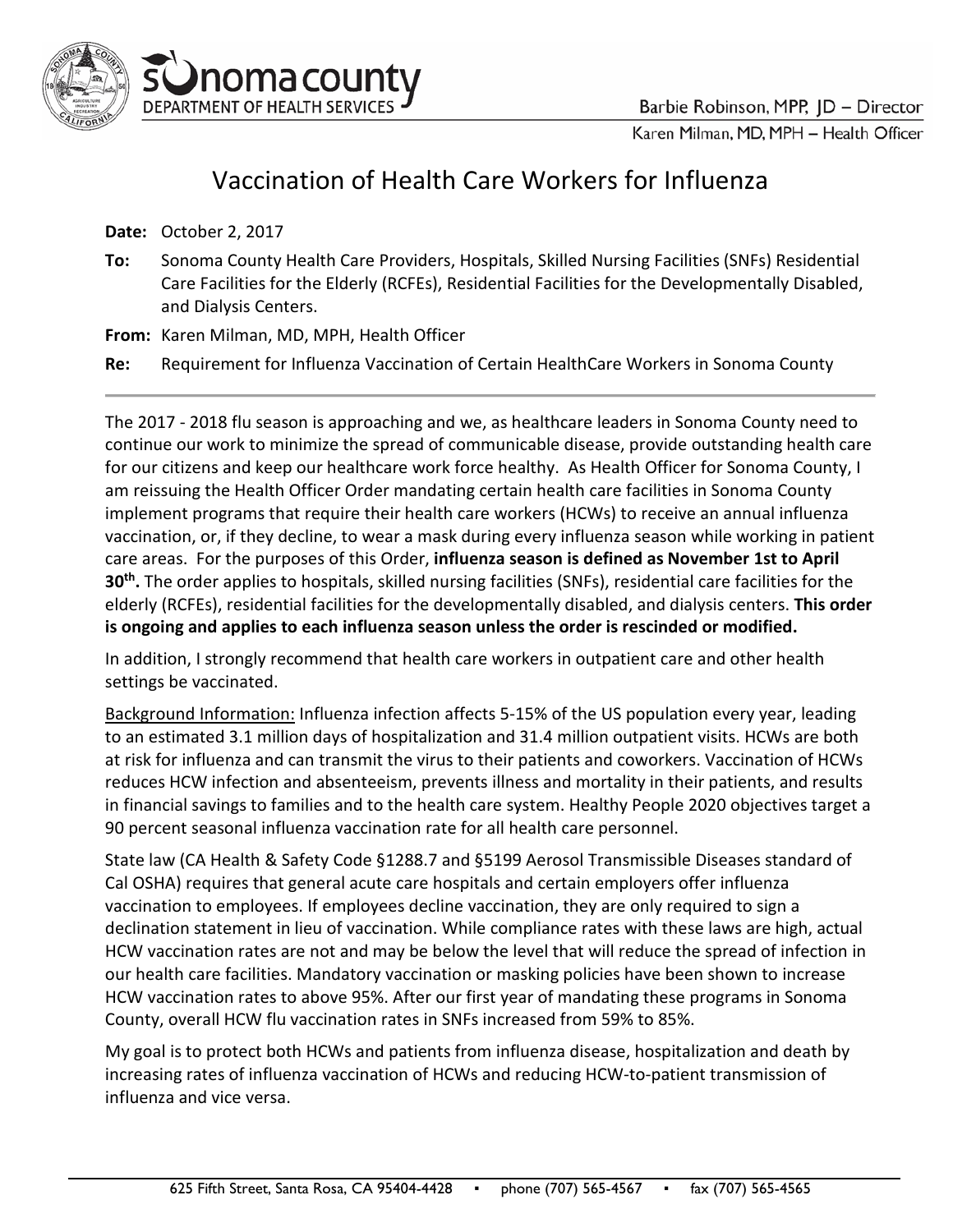Barbie Robinson, MPP, JD – Director

Karen Milman, MD, MPH – Health Officer

# Vaccination of Health Care Workers for Influenza

**Date:** October 2, 2017

**To:** Sonoma County Health Care Providers, Hospitals, Skilled Nursing Facilities (SNFs) Residential Care Facilities for the Elderly (RCFEs), Residential Facilities for the Developmentally Disabled, and Dialysis Centers.

**From:** Karen Milman, MD, MPH, Health Officer

**Re:** Requirement for Influenza Vaccination of Certain HealthCare Workers in Sonoma County

---

The 2017 - 2018 flu season is approaching and we, as healthcare leaders in Sonoma County need to continue our work to minimize the spread of communicable disease, provide outstanding health care for our citizens and keep our healthcare work force healthy. As Health Officer for Sonoma County, I am reissuing the Health Officer Order mandating certain health care facilities in Sonoma County implement programs that require their health care workers (HCWs) to receive an annual influenza vaccination, or, if they decline, to wear a mask during every influenza season while working in patient care areas. For the purposes of this Order, **influenza season is defined as November 1st to April 30th.** The order applies to hospitals, skilled nursing facilities (SNFs), residential care facilities for the elderly (RCFEs), residential facilities for the developmentally disabled, and dialysis centers. **This order is ongoing and applies to each influenza season unless the order is rescinded or modified.**

In addition, I strongly recommend that health care workers in outpatient care and other health settings be vaccinated.

Background Information: Influenza infection affects 5-15% of the US population every year, leading to an estimated 3.1 million days of hospitalization and 31.4 million outpatient visits. HCWs are both at risk for influenza and can transmit the virus to their patients and coworkers. Vaccination of HCWs reduces HCW infection and absenteeism, prevents illness and mortality in their patients, and results in financial savings to families and to the health care system. Healthy People 2020 objectives target a 90 percent seasonal influenza vaccination rate for all health care personnel.

State law (CA Health & Safety Code §1288.7 and §5199 Aerosol Transmissible Diseases standard of Cal OSHA) requires that general acute care hospitals and certain employers offer influenza vaccination to employees. If employees decline vaccination, they are only required to sign a declination statement in lieu of vaccination. While compliance rates with these laws are high, actual HCW vaccination rates are not and may be below the level that will reduce the spread of infection in our health care facilities. Mandatory vaccination or masking policies have been shown to increase HCW vaccination rates to above 95%. After our first year of mandating these programs in Sonoma County, overall HCW flu vaccination rates in SNFs increased from 59% to 85%.

My goal is to protect both HCWs and patients from influenza disease, hospitalization and death by increasing rates of influenza vaccination of HCWs and reducing HCW-to-patient transmission of influenza and vice versa.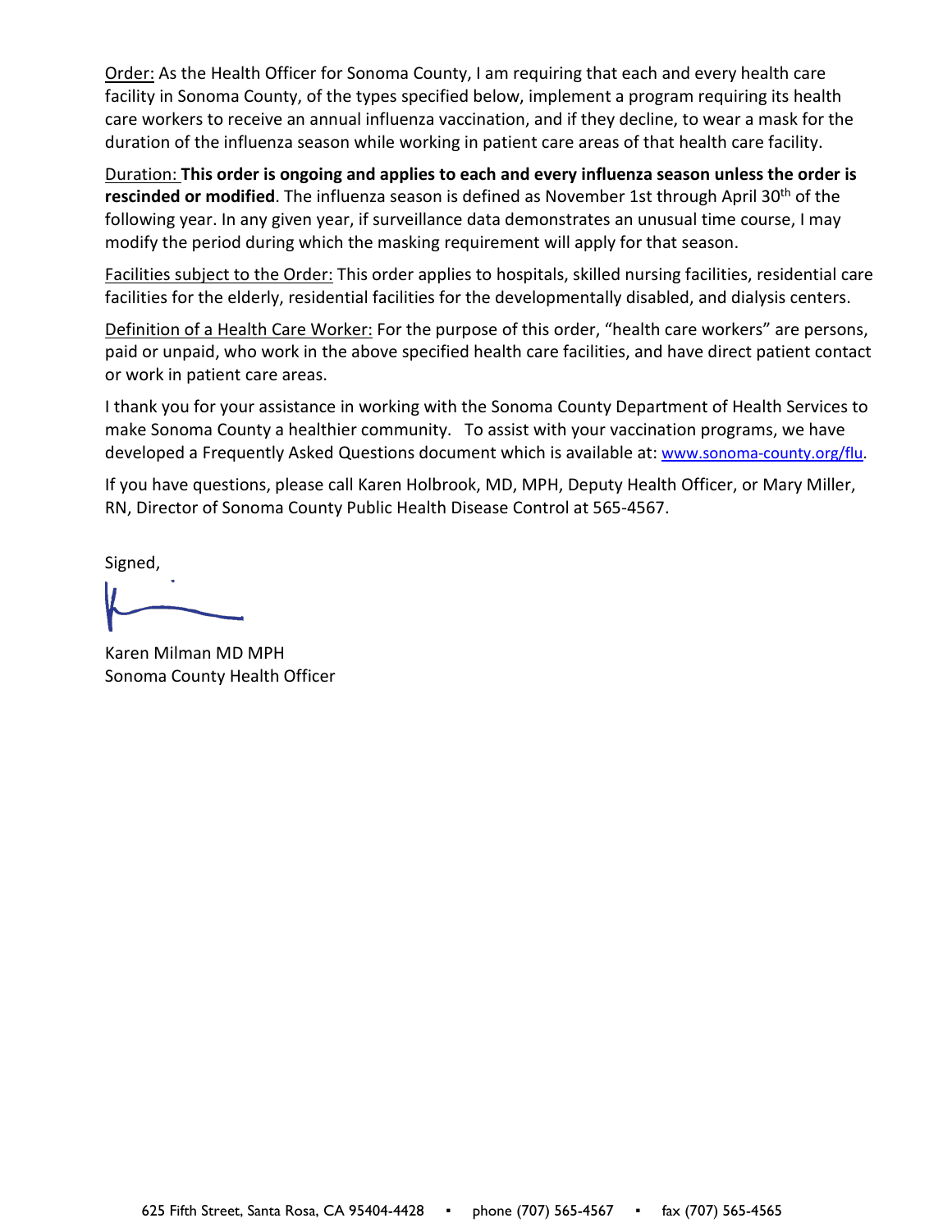Order: As the Health Officer for Sonoma County, I am requiring that each and every health care facility in Sonoma County, of the types specified below, implement a program requiring its health care workers to receive an annual influenza vaccination, and if they decline, to wear a mask for the duration of the influenza season while working in patient care areas of that health care facility.

Duration: **This order is ongoing and applies to each and every influenza season unless the order is rescinded or modified**. The influenza season is defined as November 1st through April 30th of the following year. In any given year, if surveillance data demonstrates an unusual time course, I may modify the period during which the masking requirement will apply for that season.

Facilities subject to the Order: This order applies to hospitals, skilled nursing facilities, residential care facilities for the elderly, residential facilities for the developmentally disabled, and dialysis centers.

Definition of a Health Care Worker: For the purpose of this order, "health care workers" are persons, paid or unpaid, who work in the above specified health care facilities, and have direct patient contact or work in patient care areas.

I thank you for your assistance in working with the Sonoma County Department of Health Services to make Sonoma County a healthier community. To assist with your vaccination programs, we have developed a Frequently Asked Questions document which is available at: www.sonoma-county.org/flu.

If you have questions, please call Karen Holbrook, MD, MPH, Deputy Health Officer, or Mary Miller, RN, Director of Sonoma County Public Health Disease Control at 565-4567.

Signed,

Karen Milman MD MPH
Sonoma County Health Officer

625 Fifth Street, Santa Rosa, CA 95404-4428 ▪ phone (707) 565-4567 ▪ fax (707) 565-4565